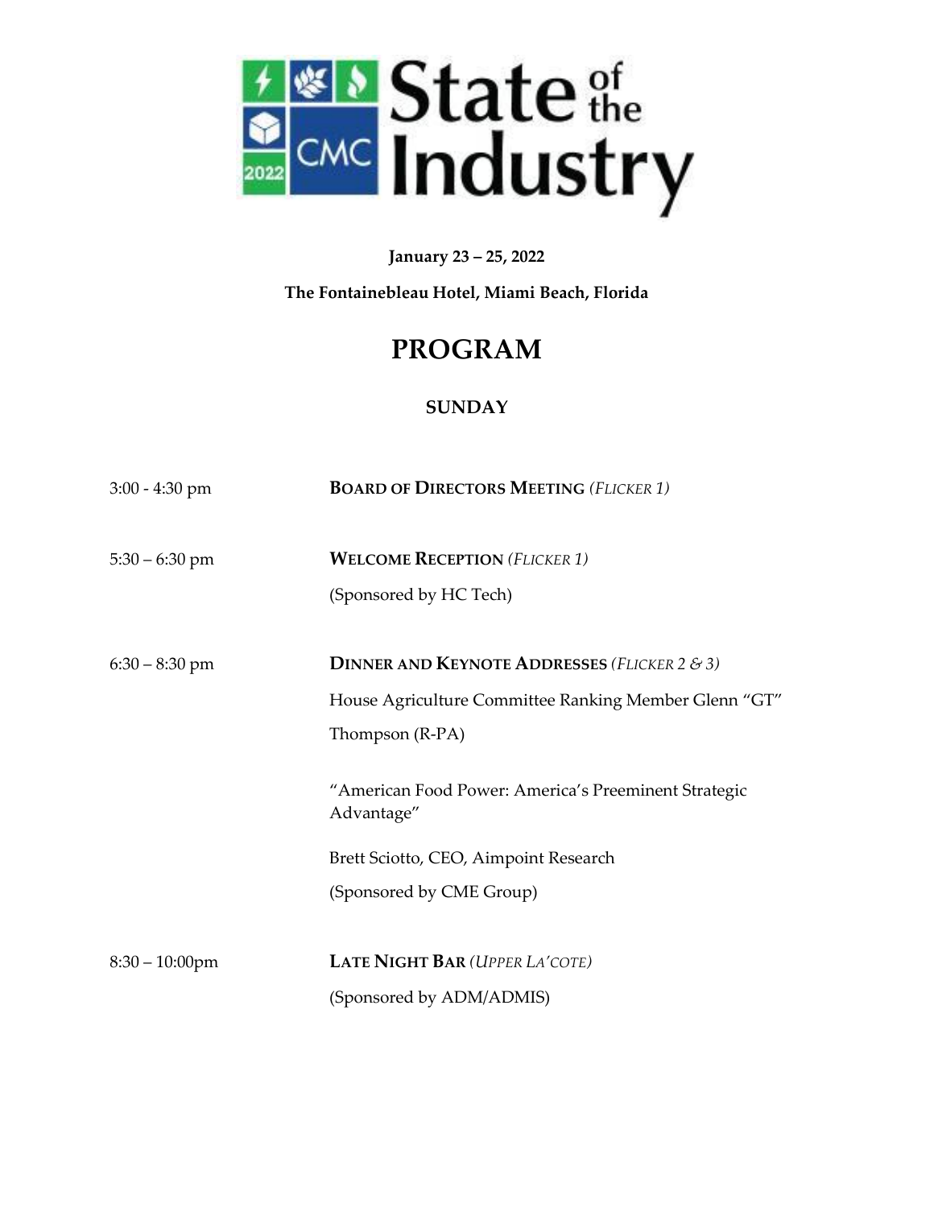# CMC 2022 State of the Industry

**January 23 – 25, 2022**

**The Fontainebleau Hotel, Miami Beach, Florida**

# PROGRAM

## SUNDAY

| | |
|---|---|
| 3:00 - 4:30 pm | **BOARD OF DIRECTORS MEETING** *(FLICKER 1)* |
| 5:30 – 6:30 pm | **WELCOME RECEPTION** *(FLICKER 1)*<br>(Sponsored by HC Tech) |
| 6:30 – 8:30 pm | **DINNER AND KEYNOTE ADDRESSES** *(FLICKER 2 & 3)*<br>House Agriculture Committee Ranking Member Glenn "GT" Thompson (R-PA)<br><br>"American Food Power: America's Preeminent Strategic Advantage"<br>Brett Sciotto, CEO, Aimpoint Research<br>(Sponsored by CME Group) |
| 8:30 – 10:00pm | **LATE NIGHT BAR** *(UPPER LA'COTE)*<br>(Sponsored by ADM/ADMIS) |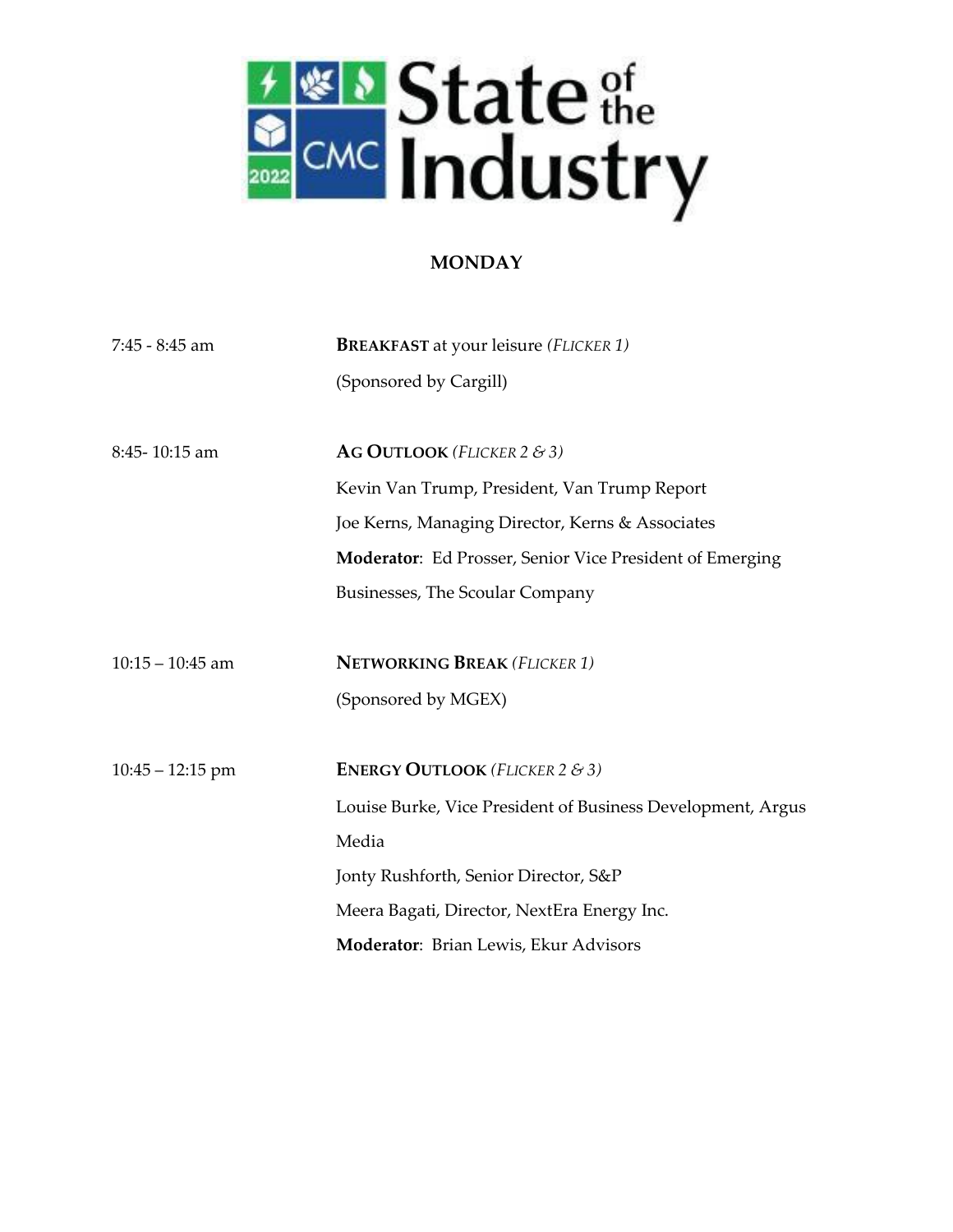# State of the Industry

CMC 2022

## MONDAY

| | |
|---|---|
| 7:45 - 8:45 am | **BREAKFAST** at your leisure *(FLICKER 1)*<br>(Sponsored by Cargill) |
| 8:45- 10:15 am | **AG OUTLOOK** *(FLICKER 2 & 3)*<br>Kevin Van Trump, President, Van Trump Report<br>Joe Kerns, Managing Director, Kerns & Associates<br>**Moderator**: Ed Prosser, Senior Vice President of Emerging Businesses, The Scoular Company |
| 10:15 – 10:45 am | **NETWORKING BREAK** *(FLICKER 1)*<br>(Sponsored by MGEX) |
| 10:45 – 12:15 pm | **ENERGY OUTLOOK** *(FLICKER 2 & 3)*<br>Louise Burke, Vice President of Business Development, Argus Media<br>Jonty Rushforth, Senior Director, S&P<br>Meera Bagati, Director, NextEra Energy Inc.<br>**Moderator**: Brian Lewis, Ekur Advisors |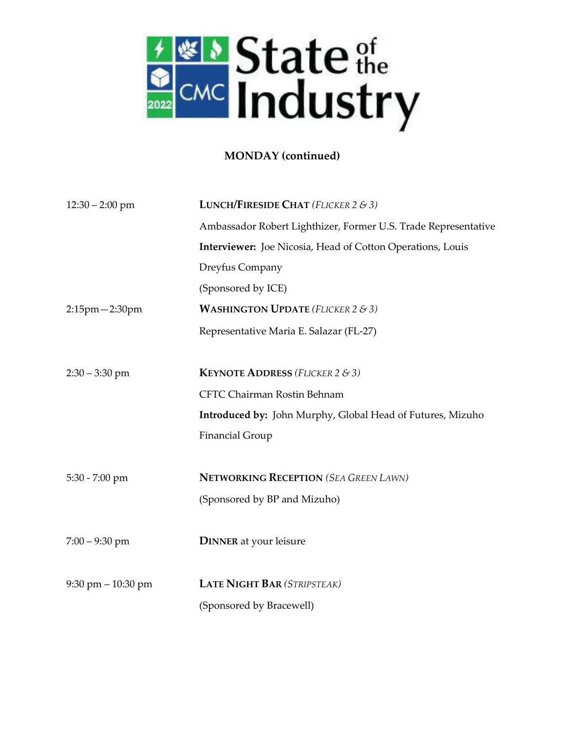# CMC State of the Industry 2022

## MONDAY (continued)

| | |
|---|---|
| 12:30 – 2:00 pm | **LUNCH/FIRESIDE CHAT** *(FLICKER 2 & 3)*<br>Ambassador Robert Lighthizer, Former U.S. Trade Representative<br>**Interviewer:** Joe Nicosia, Head of Cotton Operations, Louis Dreyfus Company<br>(Sponsored by ICE) |
| 2:15pm—2:30pm | **WASHINGTON UPDATE** *(FLICKER 2 & 3)*<br>Representative Maria E. Salazar (FL-27) |
| 2:30 – 3:30 pm | **KEYNOTE ADDRESS** *(FLICKER 2 & 3)*<br>CFTC Chairman Rostin Behnam<br>**Introduced by:** John Murphy, Global Head of Futures, Mizuho Financial Group |
| 5:30 - 7:00 pm | **NETWORKING RECEPTION** *(SEA GREEN LAWN)*<br>(Sponsored by BP and Mizuho) |
| 7:00 – 9:30 pm | **DINNER** at your leisure |
| 9:30 pm – 10:30 pm | **LATE NIGHT BAR** *(STRIPSTEAK)*<br>(Sponsored by Bracewell) |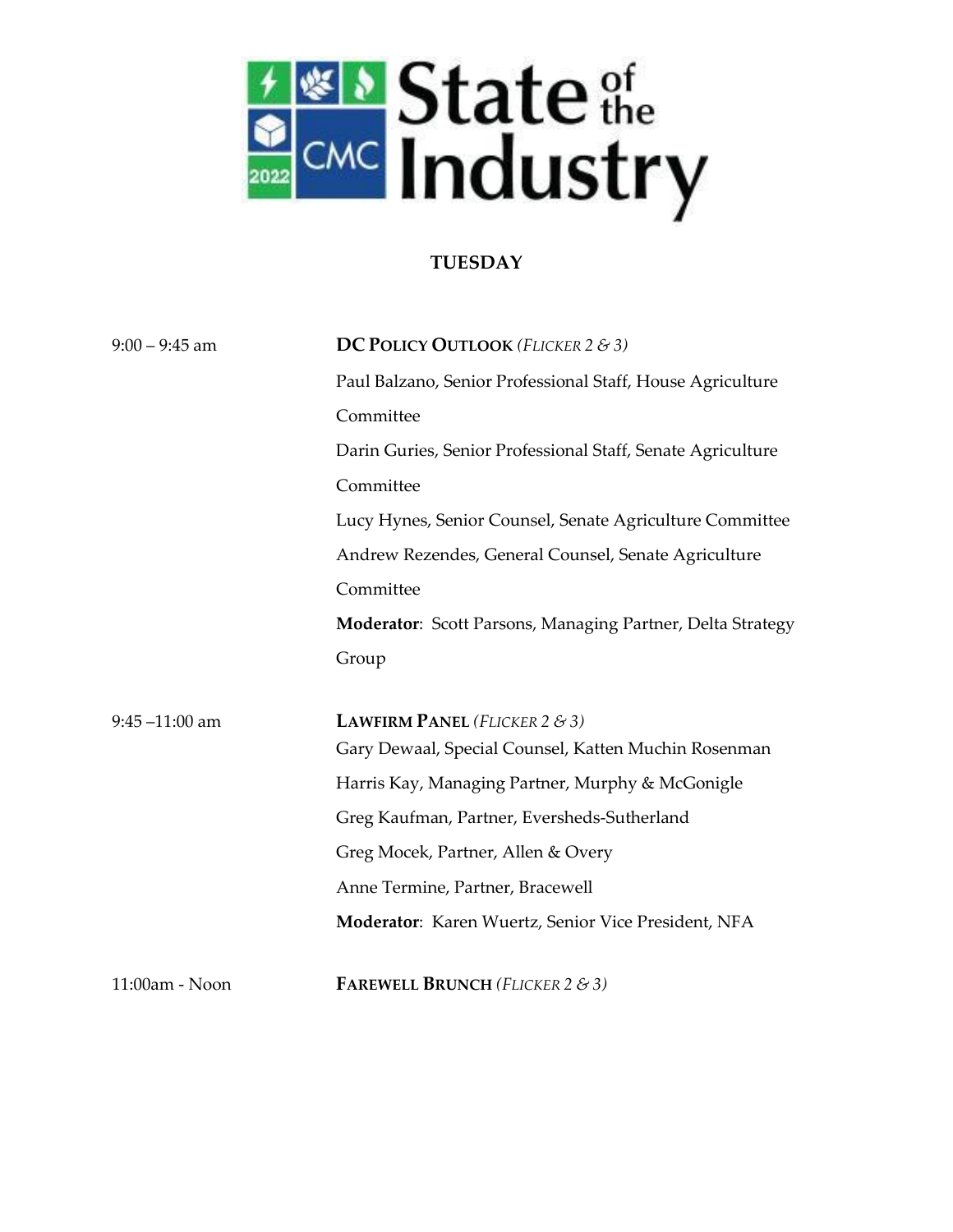State of the Industry

CMC 2022

## TUESDAY

9:00 – 9:45 am

**DC POLICY OUTLOOK** *(FLICKER 2 & 3)*

Paul Balzano, Senior Professional Staff, House Agriculture Committee

Darin Guries, Senior Professional Staff, Senate Agriculture Committee

Lucy Hynes, Senior Counsel, Senate Agriculture Committee

Andrew Rezendes, General Counsel, Senate Agriculture Committee

**Moderator**: Scott Parsons, Managing Partner, Delta Strategy Group

9:45 –11:00 am

**LAWFIRM PANEL** *(FLICKER 2 & 3)*

Gary Dewaal, Special Counsel, Katten Muchin Rosenman

Harris Kay, Managing Partner, Murphy & McGonigle

Greg Kaufman, Partner, Eversheds-Sutherland

Greg Mocek, Partner, Allen & Overy

Anne Termine, Partner, Bracewell

**Moderator**: Karen Wuertz, Senior Vice President, NFA

11:00am - Noon

**FAREWELL BRUNCH** *(FLICKER 2 & 3)*